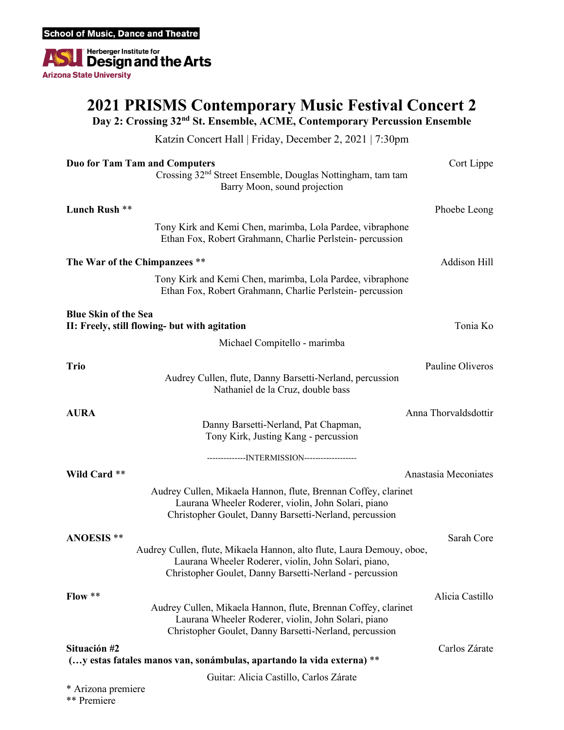School of Music, Dance and Theatre

Herberger Institute for Design and the Arts
Arizona State University

# 2021 PRISMS Contemporary Music Festival Concert 2

## Day 2: Crossing 32nd St. Ensemble, ACME, Contemporary Percussion Ensemble

Katzin Concert Hall | Friday, December 2, 2021 | 7:30pm

**Duo for Tam Tam and Computers** — Cort Lippe
Crossing 32nd Street Ensemble, Douglas Nottingham, tam tam
Barry Moon, sound projection

**Lunch Rush** ** — Phoebe Leong
Tony Kirk and Kemi Chen, marimba, Lola Pardee, vibraphone
Ethan Fox, Robert Grahmann, Charlie Perlstein- percussion

**The War of the Chimpanzees** ** — Addison Hill
Tony Kirk and Kemi Chen, marimba, Lola Pardee, vibraphone
Ethan Fox, Robert Grahmann, Charlie Perlstein- percussion

**Blue Skin of the Sea**
**II: Freely, still flowing- but with agitation** — Tonia Ko
Michael Compitello - marimba

**Trio** — Pauline Oliveros
Audrey Cullen, flute, Danny Barsetti-Nerland, percussion
Nathaniel de la Cruz, double bass

**AURA** — Anna Thorvaldsdottir
Danny Barsetti-Nerland, Pat Chapman,
Tony Kirk, Justing Kang - percussion

--------------INTERMISSION-------------------

**Wild Card** ** — Anastasia Meconiates
Audrey Cullen, Mikaela Hannon, flute, Brennan Coffey, clarinet
Laurana Wheeler Roderer, violin, John Solari, piano
Christopher Goulet, Danny Barsetti-Nerland, percussion

**ANOESIS** ** — Sarah Core
Audrey Cullen, flute, Mikaela Hannon, alto flute, Laura Demouy, oboe,
Laurana Wheeler Roderer, violin, John Solari, piano,
Christopher Goulet, Danny Barsetti-Nerland - percussion

**Flow** ** — Alicia Castillo
Audrey Cullen, Mikaela Hannon, flute, Brennan Coffey, clarinet
Laurana Wheeler Roderer, violin, John Solari, piano
Christopher Goulet, Danny Barsetti-Nerland, percussion

**Situación #2**
**(…y estas fatales manos van, sonámbulas, apartando la vida externa)** ** — Carlos Zárate
Guitar: Alicia Castillo, Carlos Zárate

* Arizona premiere
** Premiere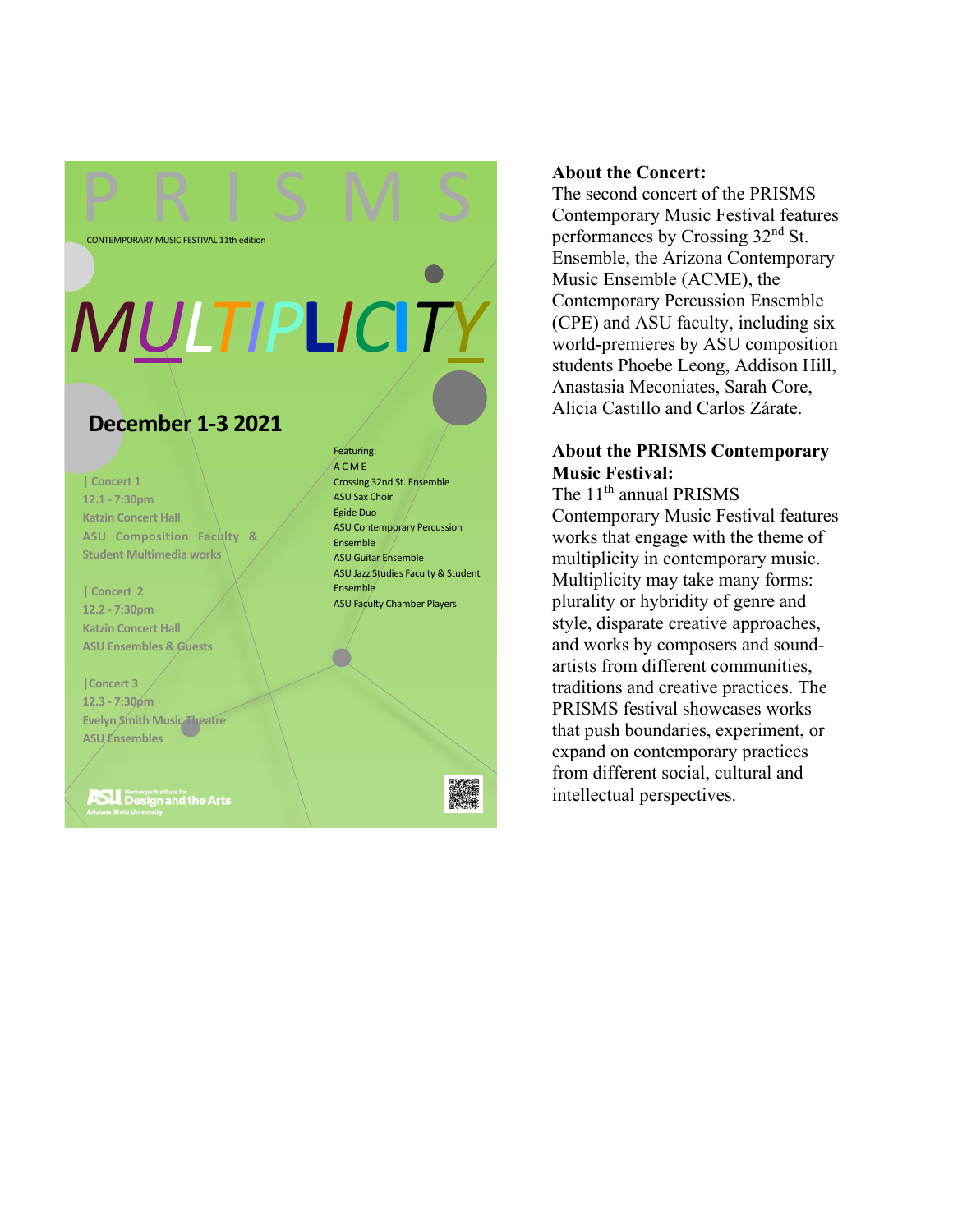PRISMS

CONTEMPORARY MUSIC FESTIVAL 11th edition

# MULTIPLICITY

## December 1-3 2021

| Concert 1
12.1 - 7:30pm
Katzin Concert Hall
ASU Composition Faculty & Student Multimedia works

| Concert 2
12.2 - 7:30pm
Katzin Concert Hall
ASU Ensembles & Guests

| Concert 3
12.3 - 7:30pm
Evelyn Smith Music Theatre
ASU Ensembles

Featuring:
ACME
Crossing 32nd St. Ensemble
ASU Sax Choir
Égide Duo
ASU Contemporary Percussion Ensemble
ASU Guitar Ensemble
ASU Jazz Studies Faculty & Student Ensemble
ASU Faculty Chamber Players

ASU Herberger Institute for Design and the Arts
Arizona State University

**About the Concert:**
The second concert of the PRISMS Contemporary Music Festival features performances by Crossing 32nd St. Ensemble, the Arizona Contemporary Music Ensemble (ACME), the Contemporary Percussion Ensemble (CPE) and ASU faculty, including six world-premieres by ASU composition students Phoebe Leong, Addison Hill, Anastasia Meconiates, Sarah Core, Alicia Castillo and Carlos Zárate.

**About the PRISMS Contemporary Music Festival:**
The 11th annual PRISMS Contemporary Music Festival features works that engage with the theme of multiplicity in contemporary music. Multiplicity may take many forms: plurality or hybridity of genre and style, disparate creative approaches, and works by composers and sound-artists from different communities, traditions and creative practices. The PRISMS festival showcases works that push boundaries, experiment, or expand on contemporary practices from different social, cultural and intellectual perspectives.